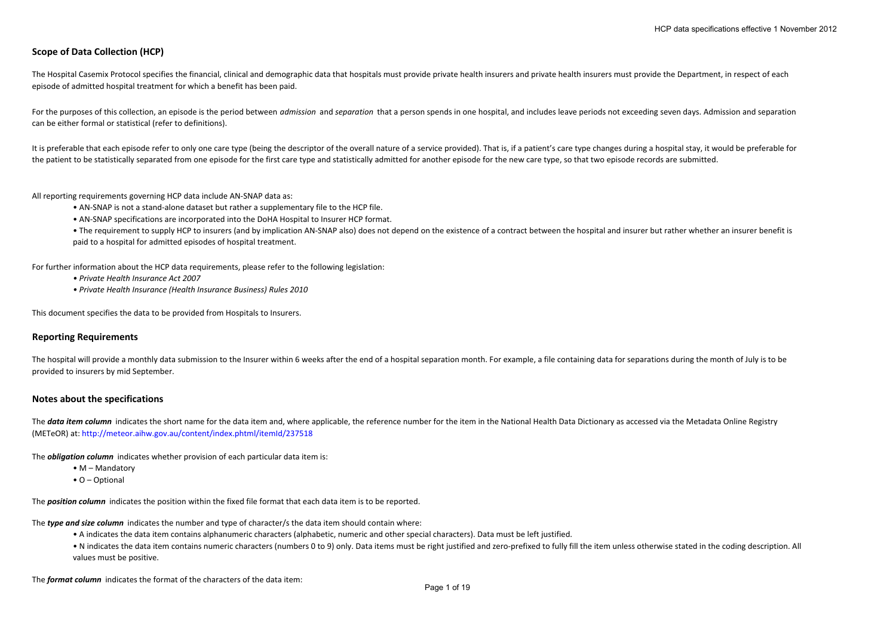## Scope of Data Collection (HCP)

The Hospital Casemix Protocol specifies the financial, clinical and demographic data that hospitals must provide private health insurers and private health insurers must provide the Department, in respect of each episode of admitted hospital treatment for which a benefit has been paid.

For the purposes of this collection, an episode is the period between *admission* and *separation* that a person spends in one hospital, and includes leave periods not exceeding seven days. Admission and separation can be either formal or statistical (refer to definitions).

It is preferable that each episode refer to only one care type (being the descriptor of the overall nature of a service provided). That is, if a patient's care type changes during a hospital stay, it would be preferable for the patient to be statistically separated from one episode for the first care type and statistically admitted for another episode for the new care type, so that two episode records are submitted.

All reporting requirements governing HCP data include AN-SNAP data as:

- AN-SNAP is not a stand-alone dataset but rather a supplementary file to the HCP file.
- AN-SNAP specifications are incorporated into the DoHA Hospital to Insurer HCP format.
- The requirement to supply HCP to insurers (and by implication AN-SNAP also) does not depend on the existence of a contract between the hospital and insurer but rather whether an insurer benefit is paid to a hospital for admitted episodes of hospital treatment.

For further information about the HCP data requirements, please refer to the following legislation:

- *Private Health Insurance Act 2007*
- *Private Health Insurance (Health Insurance Business) Rules 2010*

This document specifies the data to be provided from Hospitals to Insurers.

## Reporting Requirements

The hospital will provide a monthly data submission to the Insurer within 6 weeks after the end of a hospital separation month. For example, a file containing data for separations during the month of July is to be provided to insurers by mid September.

## Notes about the specifications

The ***data item column*** indicates the short name for the data item and, where applicable, the reference number for the item in the National Health Data Dictionary as accessed via the Metadata Online Registry (METeOR) at: http://meteor.aihw.gov.au/content/index.phtml/itemId/237518

The ***obligation column*** indicates whether provision of each particular data item is:

- M – Mandatory
- O – Optional

The ***position column*** indicates the position within the fixed file format that each data item is to be reported.

The ***type and size column*** indicates the number and type of character/s the data item should contain where:

- A indicates the data item contains alphanumeric characters (alphabetic, numeric and other special characters). Data must be left justified.
- N indicates the data item contains numeric characters (numbers 0 to 9) only. Data items must be right justified and zero-prefixed to fully fill the item unless otherwise stated in the coding description. All values must be positive.

The ***format column*** indicates the format of the characters of the data item: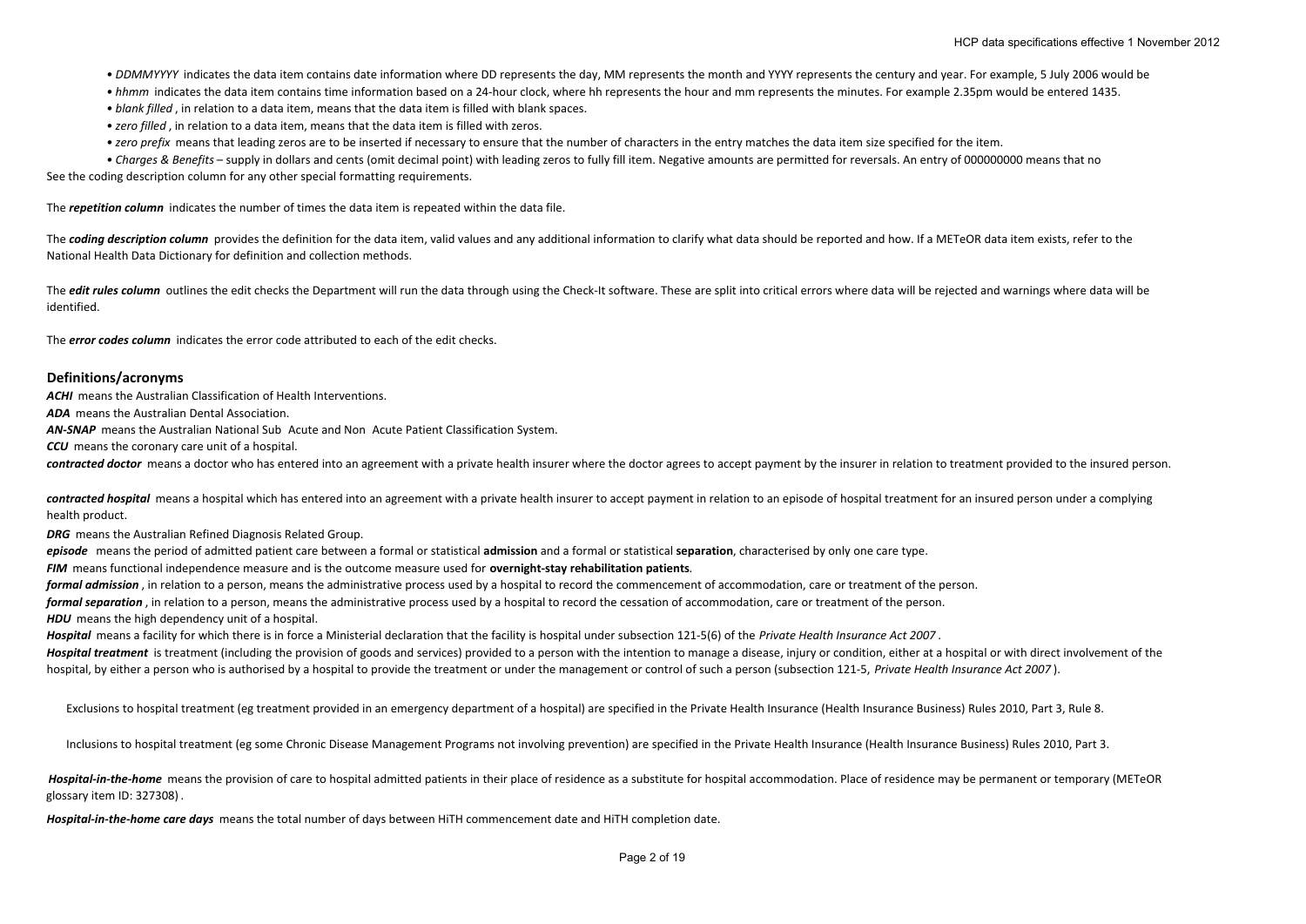- *DDMMYYYY* indicates the data item contains date information where DD represents the day, MM represents the month and YYYY represents the century and year. For example, 5 July 2006 would be
- *hhmm* indicates the data item contains time information based on a 24-hour clock, where hh represents the hour and mm represents the minutes. For example 2.35pm would be entered 1435.
- *blank filled* , in relation to a data item, means that the data item is filled with blank spaces.
- *zero filled* , in relation to a data item, means that the data item is filled with zeros.
- *zero prefix* means that leading zeros are to be inserted if necessary to ensure that the number of characters in the entry matches the data item size specified for the item.
- *Charges & Benefits* – supply in dollars and cents (omit decimal point) with leading zeros to fully fill item. Negative amounts are permitted for reversals. An entry of 000000000 means that no

See the coding description column for any other special formatting requirements.

The ***repetition column*** indicates the number of times the data item is repeated within the data file.

The ***coding description column*** provides the definition for the data item, valid values and any additional information to clarify what data should be reported and how. If a METeOR data item exists, refer to the National Health Data Dictionary for definition and collection methods.

The ***edit rules column*** outlines the edit checks the Department will run the data through using the Check-It software. These are split into critical errors where data will be rejected and warnings where data will be identified.

The ***error codes column*** indicates the error code attributed to each of the edit checks.

## Definitions/acronyms

***ACHI*** means the Australian Classification of Health Interventions.

***ADA*** means the Australian Dental Association.

***AN-SNAP*** means the Australian National Sub Acute and Non Acute Patient Classification System.

***CCU*** means the coronary care unit of a hospital.

***contracted doctor*** means a doctor who has entered into an agreement with a private health insurer where the doctor agrees to accept payment by the insurer in relation to treatment provided to the insured person.

***contracted hospital*** means a hospital which has entered into an agreement with a private health insurer to accept payment in relation to an episode of hospital treatment for an insured person under a complying health product.

***DRG*** means the Australian Refined Diagnosis Related Group.

***episode*** means the period of admitted patient care between a formal or statistical **admission** and a formal or statistical **separation**, characterised by only one care type.

***FIM*** means functional independence measure and is the outcome measure used for **overnight-stay rehabilitation patients**.

***formal admission*** , in relation to a person, means the administrative process used by a hospital to record the commencement of accommodation, care or treatment of the person.

***formal separation*** , in relation to a person, means the administrative process used by a hospital to record the cessation of accommodation, care or treatment of the person.

***HDU*** means the high dependency unit of a hospital.

***Hospital*** means a facility for which there is in force a Ministerial declaration that the facility is hospital under subsection 121-5(6) of the *Private Health Insurance Act 2007* .

***Hospital treatment*** is treatment (including the provision of goods and services) provided to a person with the intention to manage a disease, injury or condition, either at a hospital or with direct involvement of the hospital, by either a person who is authorised by a hospital to provide the treatment or under the management or control of such a person (subsection 121-5, *Private Health Insurance Act 2007* ).

Exclusions to hospital treatment (eg treatment provided in an emergency department of a hospital) are specified in the Private Health Insurance (Health Insurance Business) Rules 2010, Part 3, Rule 8.

Inclusions to hospital treatment (eg some Chronic Disease Management Programs not involving prevention) are specified in the Private Health Insurance (Health Insurance Business) Rules 2010, Part 3.

***Hospital-in-the-home*** means the provision of care to hospital admitted patients in their place of residence as a substitute for hospital accommodation. Place of residence may be permanent or temporary (METeOR glossary item ID: 327308) .

***Hospital-in-the-home care days*** means the total number of days between HiTH commencement date and HiTH completion date.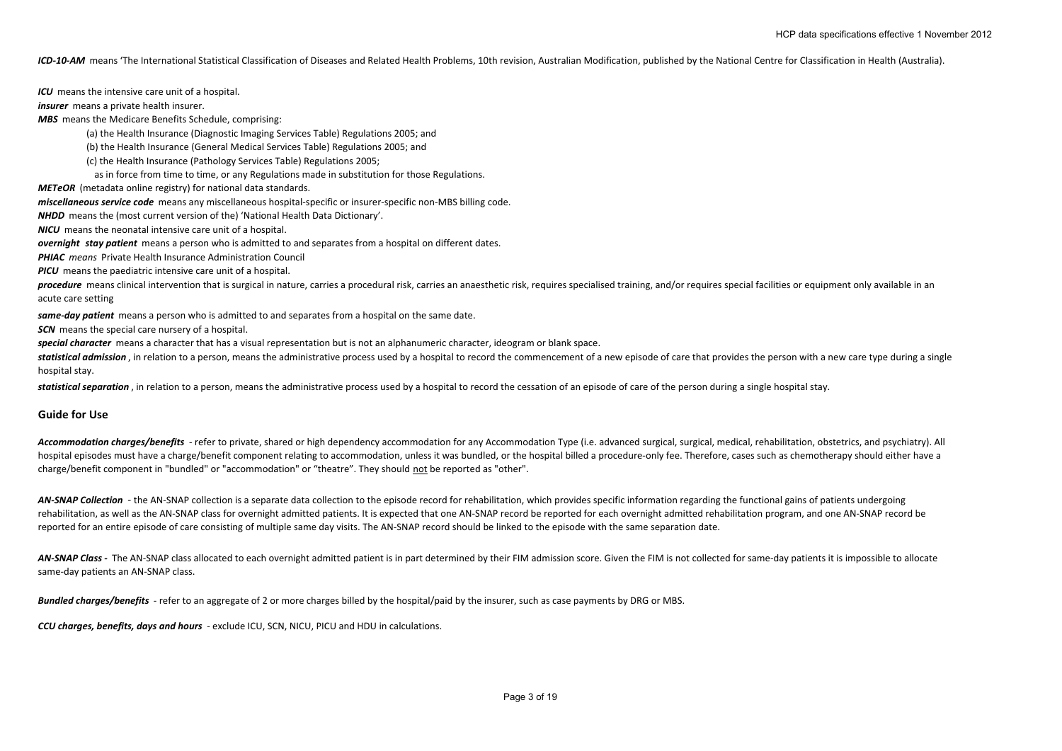***ICD-10-AM*** means 'The International Statistical Classification of Diseases and Related Health Problems, 10th revision, Australian Modification, published by the National Centre for Classification in Health (Australia).

***ICU*** means the intensive care unit of a hospital.

***insurer*** means a private health insurer.

***MBS*** means the Medicare Benefits Schedule, comprising:

(a) the Health Insurance (Diagnostic Imaging Services Table) Regulations 2005; and

(b) the Health Insurance (General Medical Services Table) Regulations 2005; and

(c) the Health Insurance (Pathology Services Table) Regulations 2005;

as in force from time to time, or any Regulations made in substitution for those Regulations.

***METeOR*** (metadata online registry) for national data standards.

***miscellaneous service code*** means any miscellaneous hospital-specific or insurer-specific non-MBS billing code.

***NHDD*** means the (most current version of the) 'National Health Data Dictionary'.

***NICU*** means the neonatal intensive care unit of a hospital.

***overnight stay patient*** means a person who is admitted to and separates from a hospital on different dates.

***PHIAC*** *means* Private Health Insurance Administration Council

***PICU*** means the paediatric intensive care unit of a hospital.

***procedure*** means clinical intervention that is surgical in nature, carries a procedural risk, carries an anaesthetic risk, requires specialised training, and/or requires special facilities or equipment only available in an acute care setting

***same-day patient*** means a person who is admitted to and separates from a hospital on the same date.

***SCN*** means the special care nursery of a hospital.

***special character*** means a character that has a visual representation but is not an alphanumeric character, ideogram or blank space.

***statistical admission*** , in relation to a person, means the administrative process used by a hospital to record the commencement of a new episode of care that provides the person with a new care type during a single hospital stay.

***statistical separation*** , in relation to a person, means the administrative process used by a hospital to record the cessation of an episode of care of the person during a single hospital stay.

## Guide for Use

***Accommodation charges/benefits*** - refer to private, shared or high dependency accommodation for any Accommodation Type (i.e. advanced surgical, surgical, medical, rehabilitation, obstetrics, and psychiatry). All hospital episodes must have a charge/benefit component relating to accommodation, unless it was bundled, or the hospital billed a procedure-only fee. Therefore, cases such as chemotherapy should either have a charge/benefit component in "bundled" or "accommodation" or "theatre". They should not be reported as "other".

***AN-SNAP Collection*** - the AN-SNAP collection is a separate data collection to the episode record for rehabilitation, which provides specific information regarding the functional gains of patients undergoing rehabilitation, as well as the AN-SNAP class for overnight admitted patients. It is expected that one AN-SNAP record be reported for each overnight admitted rehabilitation program, and one AN-SNAP record be reported for an entire episode of care consisting of multiple same day visits. The AN-SNAP record should be linked to the episode with the same separation date.

***AN-SNAP Class -*** The AN-SNAP class allocated to each overnight admitted patient is in part determined by their FIM admission score. Given the FIM is not collected for same-day patients it is impossible to allocate same-day patients an AN-SNAP class.

***Bundled charges/benefits*** - refer to an aggregate of 2 or more charges billed by the hospital/paid by the insurer, such as case payments by DRG or MBS.

***CCU charges, benefits, days and hours*** - exclude ICU, SCN, NICU, PICU and HDU in calculations.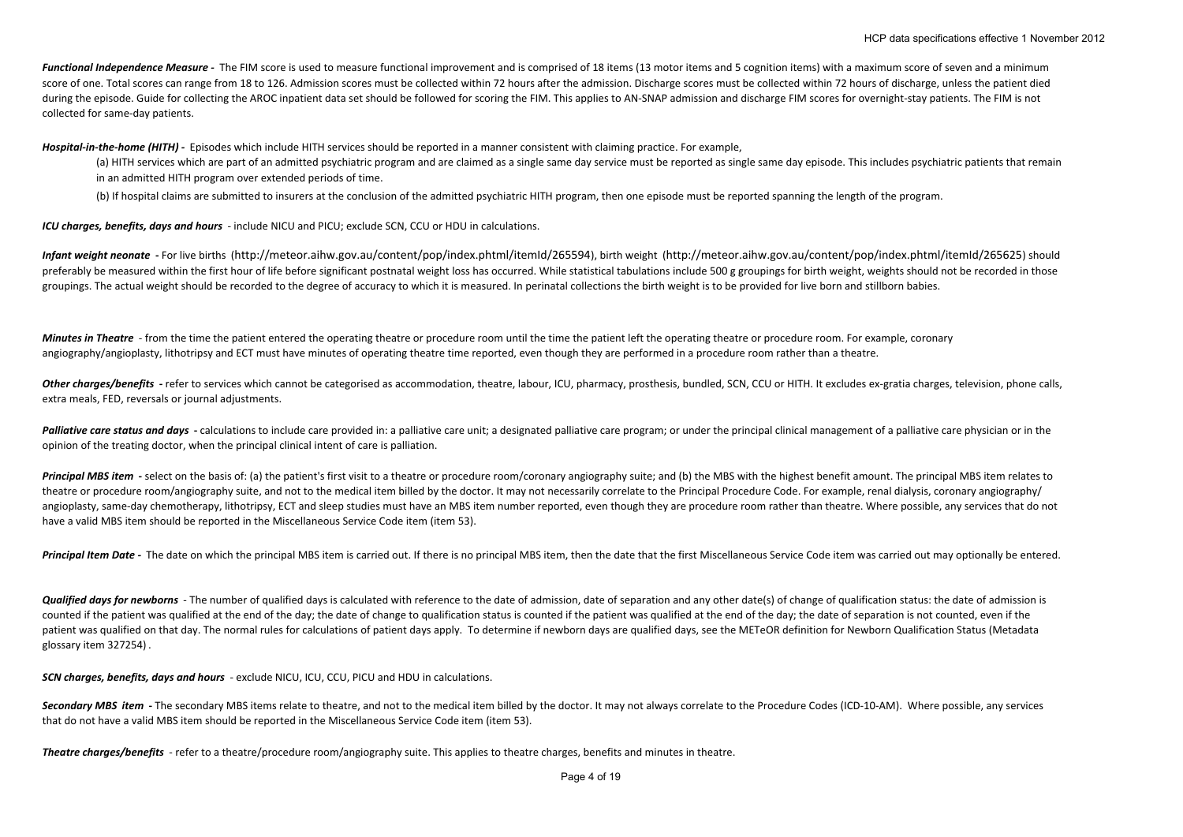***Functional Independence Measure* -** The FIM score is used to measure functional improvement and is comprised of 18 items (13 motor items and 5 cognition items) with a maximum score of seven and a minimum score of one. Total scores can range from 18 to 126. Admission scores must be collected within 72 hours after the admission. Discharge scores must be collected within 72 hours of discharge, unless the patient died during the episode. Guide for collecting the AROC inpatient data set should be followed for scoring the FIM. This applies to AN-SNAP admission and discharge FIM scores for overnight-stay patients. The FIM is not collected for same-day patients.

***Hospital-in-the-home (HITH)* -** Episodes which include HITH services should be reported in a manner consistent with claiming practice. For example,

(a) HITH services which are part of an admitted psychiatric program and are claimed as a single same day service must be reported as single same day episode. This includes psychiatric patients that remain in an admitted HITH program over extended periods of time.

(b) If hospital claims are submitted to insurers at the conclusion of the admitted psychiatric HITH program, then one episode must be reported spanning the length of the program.

***ICU charges, benefits, days and hours*** - include NICU and PICU; exclude SCN, CCU or HDU in calculations.

***Infant weight neonate* -** For live births (http://meteor.aihw.gov.au/content/pop/index.phtml/itemId/265594), birth weight (http://meteor.aihw.gov.au/content/pop/index.phtml/itemId/265625) should preferably be measured within the first hour of life before significant postnatal weight loss has occurred. While statistical tabulations include 500 g groupings for birth weight, weights should not be recorded in those groupings. The actual weight should be recorded to the degree of accuracy to which it is measured. In perinatal collections the birth weight is to be provided for live born and stillborn babies.

***Minutes in Theatre*** - from the time the patient entered the operating theatre or procedure room until the time the patient left the operating theatre or procedure room. For example, coronary angiography/angioplasty, lithotripsy and ECT must have minutes of operating theatre time reported, even though they are performed in a procedure room rather than a theatre.

***Other charges/benefits* -** refer to services which cannot be categorised as accommodation, theatre, labour, ICU, pharmacy, prosthesis, bundled, SCN, CCU or HITH. It excludes ex-gratia charges, television, phone calls, extra meals, FED, reversals or journal adjustments.

***Palliative care status and days* -** calculations to include care provided in: a palliative care unit; a designated palliative care program; or under the principal clinical management of a palliative care physician or in the opinion of the treating doctor, when the principal clinical intent of care is palliation.

***Principal MBS item* -** select on the basis of: (a) the patient's first visit to a theatre or procedure room/coronary angiography suite; and (b) the MBS with the highest benefit amount. The principal MBS item relates to theatre or procedure room/angiography suite, and not to the medical item billed by the doctor. It may not necessarily correlate to the Principal Procedure Code. For example, renal dialysis, coronary angiography/ angioplasty, same-day chemotherapy, lithotripsy, ECT and sleep studies must have an MBS item number reported, even though they are procedure room rather than theatre. Where possible, any services that do not have a valid MBS item should be reported in the Miscellaneous Service Code item (item 53).

***Principal Item Date* -** The date on which the principal MBS item is carried out. If there is no principal MBS item, then the date that the first Miscellaneous Service Code item was carried out may optionally be entered.

***Qualified days for newborns*** - The number of qualified days is calculated with reference to the date of admission, date of separation and any other date(s) of change of qualification status: the date of admission is counted if the patient was qualified at the end of the day; the date of change to qualification status is counted if the patient was qualified at the end of the day; the date of separation is not counted, even if the patient was qualified on that day. The normal rules for calculations of patient days apply. To determine if newborn days are qualified days, see the METeOR definition for Newborn Qualification Status (Metadata glossary item 327254) .

***SCN charges, benefits, days and hours*** - exclude NICU, ICU, CCU, PICU and HDU in calculations.

***Secondary MBS item* -** The secondary MBS items relate to theatre, and not to the medical item billed by the doctor. It may not always correlate to the Procedure Codes (ICD-10-AM). Where possible, any services that do not have a valid MBS item should be reported in the Miscellaneous Service Code item (item 53).

***Theatre charges/benefits*** - refer to a theatre/procedure room/angiography suite. This applies to theatre charges, benefits and minutes in theatre.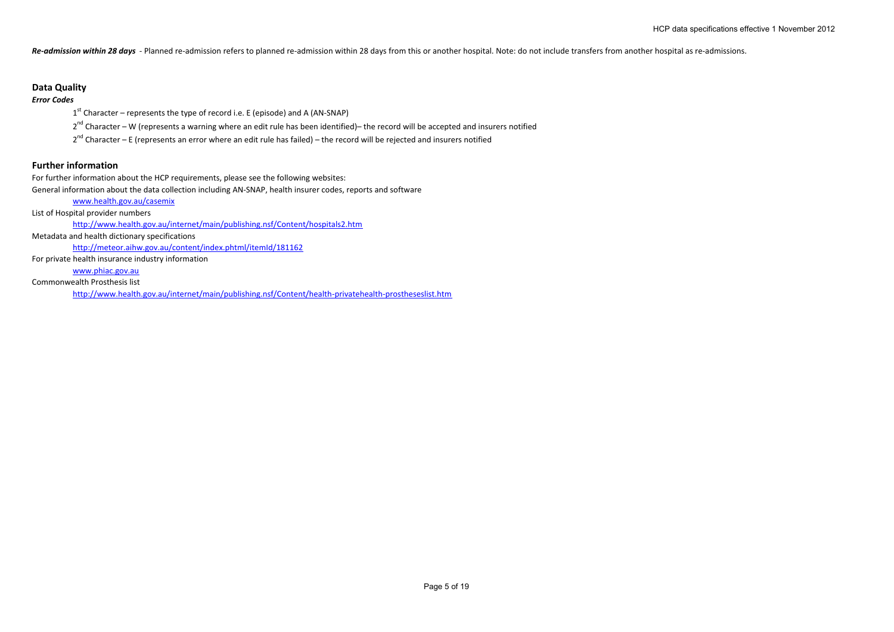***Re-admission within 28 days*** - Planned re-admission refers to planned re-admission within 28 days from this or another hospital. Note: do not include transfers from another hospital as re-admissions.

## Data Quality

***Error Codes***

1[st] Character – represents the type of record i.e. E (episode) and A (AN-SNAP)

2[nd] Character – W (represents a warning where an edit rule has been identified)– the record will be accepted and insurers notified

2[nd] Character – E (represents an error where an edit rule has failed) – the record will be rejected and insurers notified

## Further information

For further information about the HCP requirements, please see the following websites:

General information about the data collection including AN-SNAP, health insurer codes, reports and software

www.health.gov.au/casemix

List of Hospital provider numbers

http://www.health.gov.au/internet/main/publishing.nsf/Content/hospitals2.htm

Metadata and health dictionary specifications

http://meteor.aihw.gov.au/content/index.phtml/itemId/181162

For private health insurance industry information

www.phiac.gov.au

Commonwealth Prosthesis list

http://www.health.gov.au/internet/main/publishing.nsf/Content/health-privatehealth-prostheseslist.htm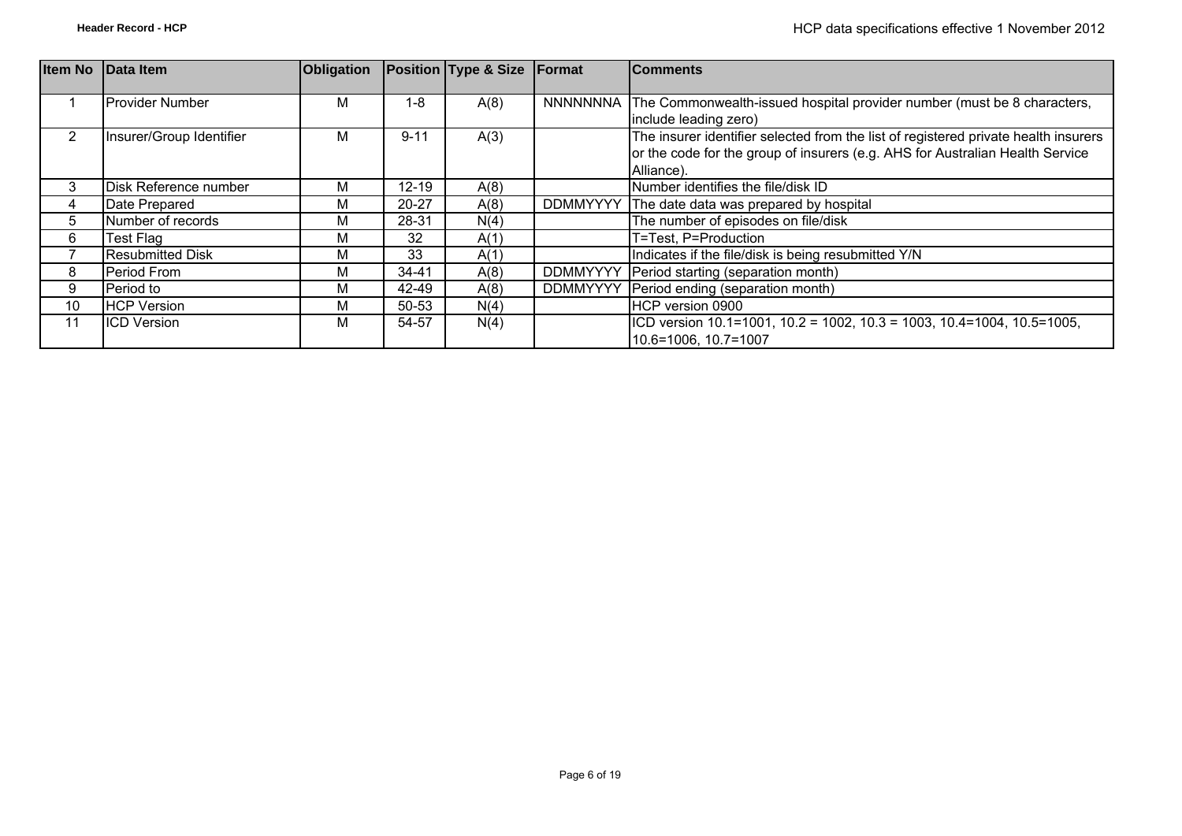| Item No | Data Item | Obligation | Position | Type & Size | Format | Comments |
|---|---|---|---|---|---|---|
| 1 | Provider Number | M | 1-8 | A(8) | NNNNNNNA | The Commonwealth-issued hospital provider number (must be 8 characters, include leading zero) |
| 2 | Insurer/Group Identifier | M | 9-11 | A(3) | | The insurer identifier selected from the list of registered private health insurers or the code for the group of insurers (e.g. AHS for Australian Health Service Alliance). |
| 3 | Disk Reference number | M | 12-19 | A(8) | | Number identifies the file/disk ID |
| 4 | Date Prepared | M | 20-27 | A(8) | DDMMYYYY | The date data was prepared by hospital |
| 5 | Number of records | M | 28-31 | N(4) | | The number of episodes on file/disk |
| 6 | Test Flag | M | 32 | A(1) | | T=Test, P=Production |
| 7 | Resubmitted Disk | M | 33 | A(1) | | Indicates if the file/disk is being resubmitted Y/N |
| 8 | Period From | M | 34-41 | A(8) | DDMMYYYY | Period starting (separation month) |
| 9 | Period to | M | 42-49 | A(8) | DDMMYYYY | Period ending (separation month) |
| 10 | HCP Version | M | 50-53 | N(4) | | HCP version 0900 |
| 11 | ICD Version | M | 54-57 | N(4) | | ICD version 10.1=1001, 10.2 = 1002, 10.3 = 1003, 10.4=1004, 10.5=1005, 10.6=1006, 10.7=1007 |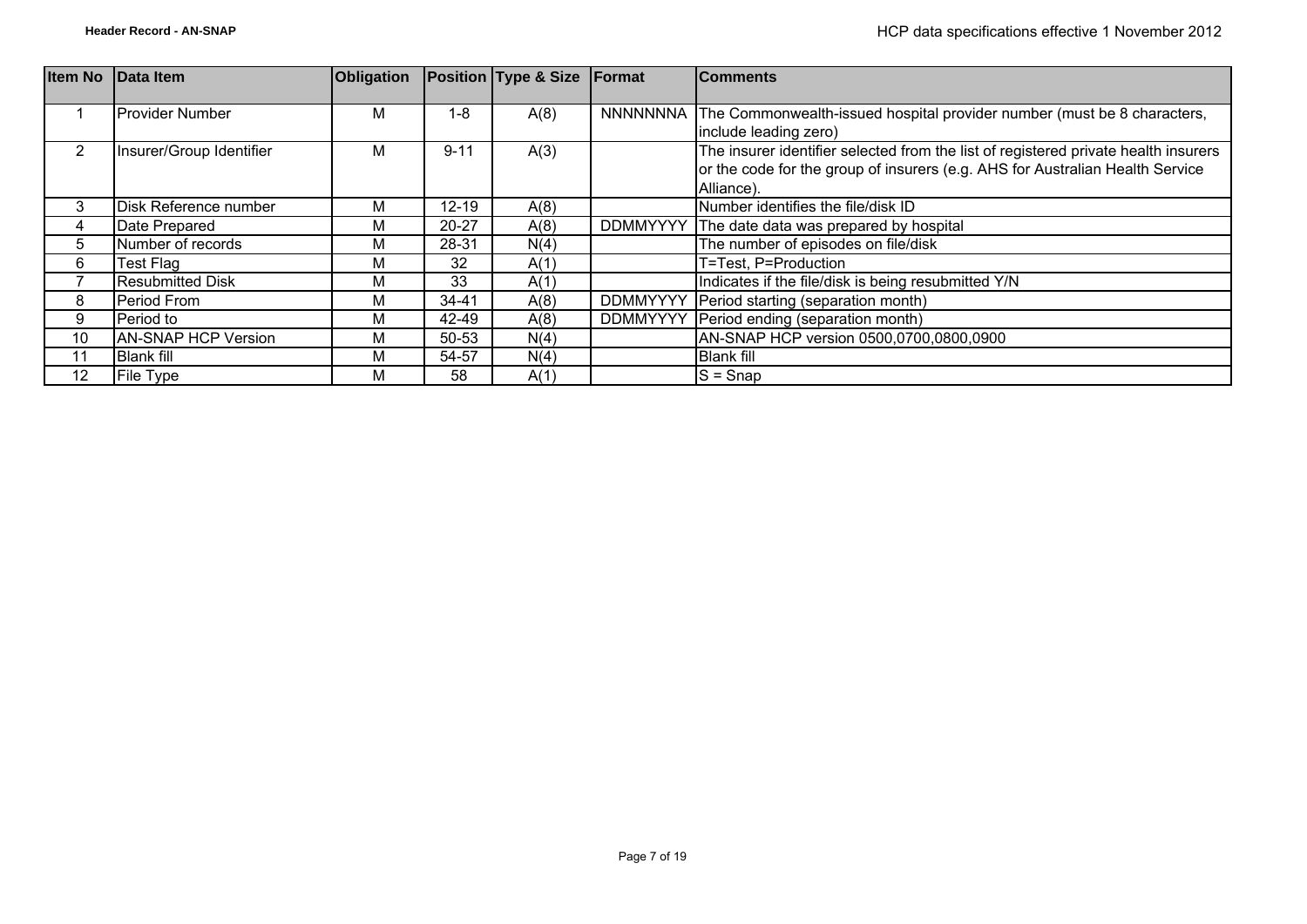## Header Record - AN-SNAP

| Item No | Data Item | Obligation | Position | Type & Size | Format | Comments |
|---|---|---|---|---|---|---|
| 1 | Provider Number | M | 1-8 | A(8) | NNNNNNNA | The Commonwealth-issued hospital provider number (must be 8 characters, include leading zero) |
| 2 | Insurer/Group Identifier | M | 9-11 | A(3) | | The insurer identifier selected from the list of registered private health insurers or the code for the group of insurers (e.g. AHS for Australian Health Service Alliance). |
| 3 | Disk Reference number | M | 12-19 | A(8) | | Number identifies the file/disk ID |
| 4 | Date Prepared | M | 20-27 | A(8) | DDMMYYYY | The date data was prepared by hospital |
| 5 | Number of records | M | 28-31 | N(4) | | The number of episodes on file/disk |
| 6 | Test Flag | M | 32 | A(1) | | T=Test, P=Production |
| 7 | Resubmitted Disk | M | 33 | A(1) | | Indicates if the file/disk is being resubmitted Y/N |
| 8 | Period From | M | 34-41 | A(8) | DDMMYYYY | Period starting (separation month) |
| 9 | Period to | M | 42-49 | A(8) | DDMMYYYY | Period ending (separation month) |
| 10 | AN-SNAP HCP Version | M | 50-53 | N(4) | | AN-SNAP HCP version 0500,0700,0800,0900 |
| 11 | Blank fill | M | 54-57 | N(4) | | Blank fill |
| 12 | File Type | M | 58 | A(1) | | S = Snap |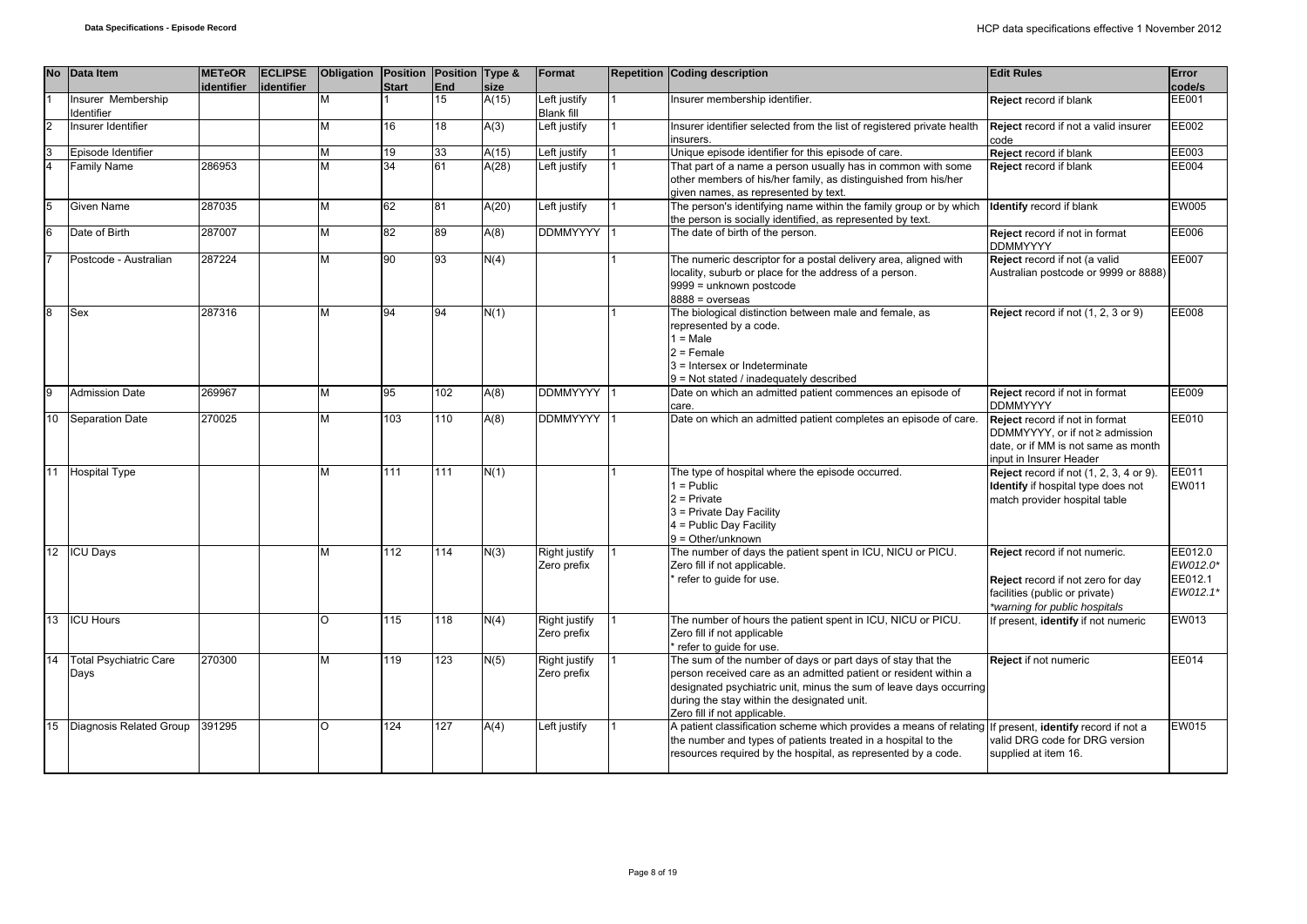| No | Data Item | METeOR identifier | ECLIPSE identifier | Obligation | Position Start | Position End | Type & size | Format | Repetition | Coding description | Edit Rules | Error code/s |
|---|---|---|---|---|---|---|---|---|---|---|---|---|
| 1 | Insurer Membership Identifier | | | M | 1 | 15 | A(15) | Left justify Blank fill | 1 | Insurer membership identifier. | **Reject** record if blank | EE001 |
| 2 | Insurer Identifier | | | M | 16 | 18 | A(3) | Left justify | 1 | Insurer identifier selected from the list of registered private health insurers. | **Reject** record if not a valid insurer code | EE002 |
| 3 | Episode Identifier | | | M | 19 | 33 | A(15) | Left justify | 1 | Unique episode identifier for this episode of care. | **Reject** record if blank | EE003 |
| 4 | Family Name | 286953 | | M | 34 | 61 | A(28) | Left justify | 1 | That part of a name a person usually has in common with some other members of his/her family, as distinguished from his/her given names, as represented by text. | **Reject** record if blank | EE004 |
| 5 | Given Name | 287035 | | M | 62 | 81 | A(20) | Left justify | 1 | The person's identifying name within the family group or by which the person is socially identified, as represented by text. | **Identify** record if blank | EW005 |
| 6 | Date of Birth | 287007 | | M | 82 | 89 | A(8) | DDMMYYYY | 1 | The date of birth of the person. | **Reject** record if not in format DDMMYYYY | EE006 |
| 7 | Postcode - Australian | 287224 | | M | 90 | 93 | N(4) | | 1 | The numeric descriptor for a postal delivery area, aligned with locality, suburb or place for the address of a person.<br>9999 = unknown postcode<br>8888 = overseas | **Reject** record if not (a valid Australian postcode or 9999 or 8888) | EE007 |
| 8 | Sex | 287316 | | M | 94 | 94 | N(1) | | 1 | The biological distinction between male and female, as represented by a code.<br>1 = Male<br>2 = Female<br>3 = Intersex or Indeterminate<br>9 = Not stated / inadequately described | **Reject** record if not (1, 2, 3 or 9) | EE008 |
| 9 | Admission Date | 269967 | | M | 95 | 102 | A(8) | DDMMYYYY | 1 | Date on which an admitted patient commences an episode of care. | **Reject** record if not in format DDMMYYYY | EE009 |
| 10 | Separation Date | 270025 | | M | 103 | 110 | A(8) | DDMMYYYY | 1 | Date on which an admitted patient completes an episode of care. | **Reject** record if not in format DDMMYYYY, or if not ≥ admission date, or if MM is not same as month input in Insurer Header | EE010 |
| 11 | Hospital Type | | | M | 111 | 111 | N(1) | | 1 | The type of hospital where the episode occurred.<br>1 = Public<br>2 = Private<br>3 = Private Day Facility<br>4 = Public Day Facility<br>9 = Other/unknown | **Reject** record if not (1, 2, 3, 4 or 9).<br>**Identify** if hospital type does not match provider hospital table | EE011<br>EW011 |
| 12 | ICU Days | | | M | 112 | 114 | N(3) | Right justify Zero prefix | 1 | The number of days the patient spent in ICU, NICU or PICU.<br>Zero fill if not applicable.<br>* refer to guide for use. | **Reject** record if not numeric.<br><br>**Reject** record if not zero for day facilities (public or private)<br>*\*warning for public hospitals* | EE012.0<br>*EW012.0\**<br>EE012.1<br>*EW012.1\** |
| 13 | ICU Hours | | | O | 115 | 118 | N(4) | Right justify Zero prefix | 1 | The number of hours the patient spent in ICU, NICU or PICU.<br>Zero fill if not applicable<br>* refer to guide for use. | If present, **identify** if not numeric | EW013 |
| 14 | Total Psychiatric Care Days | 270300 | | M | 119 | 123 | N(5) | Right justify Zero prefix | 1 | The sum of the number of days or part days of stay that the person received care as an admitted patient or resident within a designated psychiatric unit, minus the sum of leave days occurring during the stay within the designated unit.<br>Zero fill if not applicable. | **Reject** if not numeric | EE014 |
| 15 | Diagnosis Related Group | 391295 | | O | 124 | 127 | A(4) | Left justify | 1 | A patient classification scheme which provides a means of relating the number and types of patients treated in a hospital to the resources required by the hospital, as represented by a code. | If present, **identify** record if not a valid DRG code for DRG version supplied at item 16. | EW015 |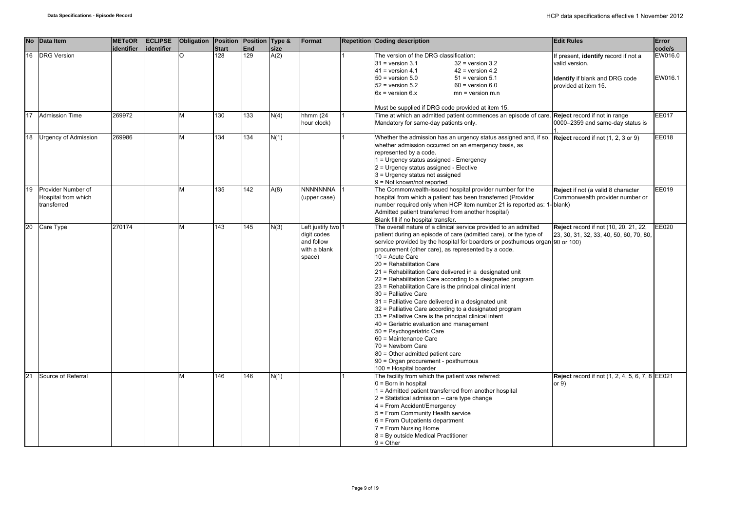| No | Data Item | METeOR identifier | ECLIPSE identifier | Obligation | Position Start | Position End | Type & size | Format | Repetition | Coding description | Edit Rules | Error code/s |
|---|---|---|---|---|---|---|---|---|---|---|---|---|
| 16 | DRG Version | | | O | 128 | 129 | A(2) | | 1 | The version of the DRG classification:<br>31 = version 3.1 32 = version 3.2<br>41 = version 4.1 42 = version 4.2<br>50 = version 5.0 51 = version 5.1<br>52 = version 5.2 60 = version 6.0<br>6x = version 6.x mn = version m.n<br><br>Must be supplied if DRG code provided at item 15. | If present, **identify** record if not a valid version.<br><br>**Identify** if blank and DRG code provided at item 15. | EW016.0<br><br>EW016.1 |
| 17 | Admission Time | 269972 | | M | 130 | 133 | N(4) | hhmm (24 hour clock) | 1 | Time at which an admitted patient commences an episode of care. Mandatory for same-day patients only. | **Reject** record if not in range 0000–2359 and same-day status is 1. | EE017 |
| 18 | Urgency of Admission | 269986 | | M | 134 | 134 | N(1) | | 1 | Whether the admission has an urgency status assigned and, if so, whether admission occurred on an emergency basis, as represented by a code.<br>1 = Urgency status assigned - Emergency<br>2 = Urgency status assigned - Elective<br>3 = Urgency status not assigned<br>9 = Not known/not reported | **Reject** record if not (1, 2, 3 or 9) | EE018 |
| 19 | Provider Number of Hospital from which transferred | | | M | 135 | 142 | A(8) | NNNNNNNA (upper case) | 1 | The Commonwealth-issued hospital provider number for the hospital from which a patient has been transferred (Provider number required only when HCP item number 21 is reported as: 1- Admitted patient transferred from another hospital)<br>Blank fill if no hospital transfer. | **Reject** if not (a valid 8 character Commonwealth provider number or blank) | EE019 |
| 20 | Care Type | 270174 | | M | 143 | 145 | N(3) | Left justify two digit codes and follow with a blank space) | 1 | The overall nature of a clinical service provided to an admitted patient during an episode of care (admitted care), or the type of service provided by the hospital for boarders or posthumous organ procurement (other care), as represented by a code.<br>10 = Acute Care<br>20 = Rehabilitation Care<br>21 = Rehabilitation Care delivered in a designated unit<br>22 = Rehabilitation Care according to a designated program<br>23 = Rehabilitation Care is the principal clinical intent<br>30 = Palliative Care<br>31 = Palliative Care delivered in a designated unit<br>32 = Palliative Care according to a designated program<br>33 = Palliative Care is the principal clinical intent<br>40 = Geriatric evaluation and management<br>50 = Psychogeriatric Care<br>60 = Maintenance Care<br>70 = Newborn Care<br>80 = Other admitted patient care<br>90 = Organ procurement - posthumous<br>100 = Hospital boarder | **Reject** record if not (10, 20, 21, 22, 23, 30, 31, 32, 33, 40, 50, 60, 70, 80, 90 or 100) | EE020 |
| 21 | Source of Referral | | | M | 146 | 146 | N(1) | | 1 | The facility from which the patient was referred:<br>0 = Born in hospital<br>1 = Admitted patient transferred from another hospital<br>2 = Statistical admission – care type change<br>4 = From Accident/Emergency<br>5 = From Community Health service<br>6 = From Outpatients department<br>7 = From Nursing Home<br>8 = By outside Medical Practitioner<br>9 = Other | **Reject** record if not (1, 2, 4, 5, 6, 7, 8 or 9) | EE021 |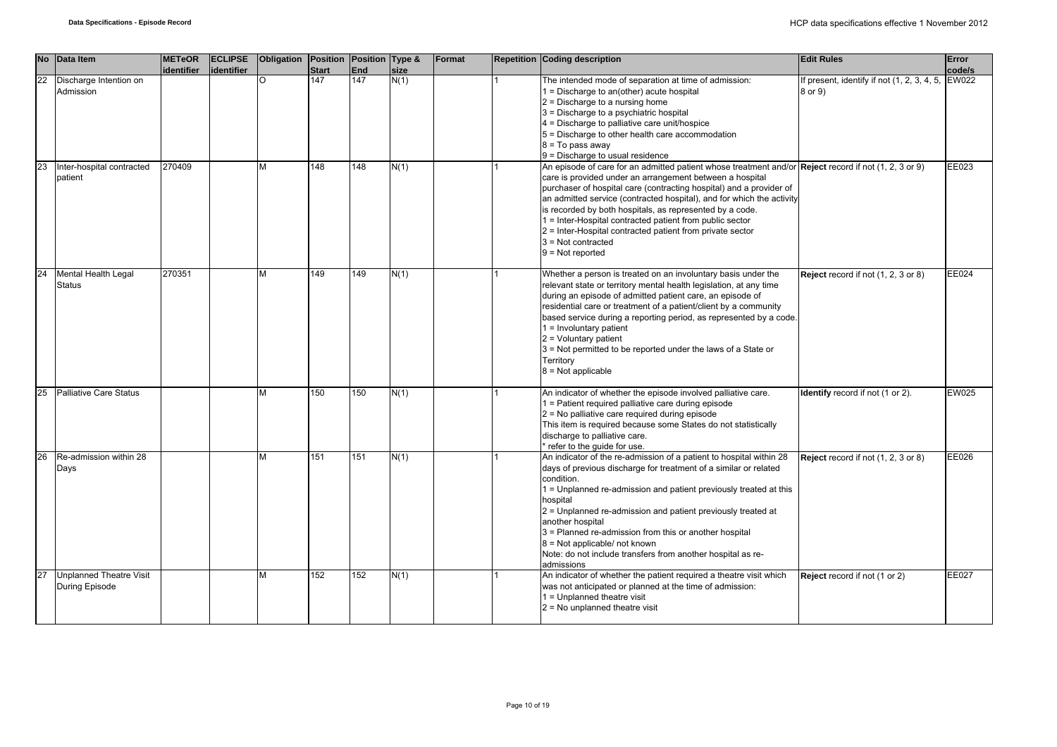| No | Data Item | METeOR identifier | ECLIPSE identifier | Obligation | Position Start | Position End | Type & size | Format | Repetition | Coding description | Edit Rules | Error code/s |
|---|---|---|---|---|---|---|---|---|---|---|---|---|
| 22 | Discharge Intention on Admission | | | O | 147 | 147 | N(1) | | 1 | The intended mode of separation at time of admission:<br>1 = Discharge to an(other) acute hospital<br>2 = Discharge to a nursing home<br>3 = Discharge to a psychiatric hospital<br>4 = Discharge to palliative care unit/hospice<br>5 = Discharge to other health care accommodation<br>8 = To pass away<br>9 = Discharge to usual residence | If present, identify if not (1, 2, 3, 4, 5, 8 or 9) | EW022 |
| 23 | Inter-hospital contracted patient | 270409 | | M | 148 | 148 | N(1) | | 1 | An episode of care for an admitted patient whose treatment and/or care is provided under an arrangement between a hospital purchaser of hospital care (contracting hospital) and a provider of an admitted service (contracted hospital), and for which the activity is recorded by both hospitals, as represented by a code.<br>1 = Inter-Hospital contracted patient from public sector<br>2 = Inter-Hospital contracted patient from private sector<br>3 = Not contracted<br>9 = Not reported | **Reject** record if not (1, 2, 3 or 9) | EE023 |
| 24 | Mental Health Legal Status | 270351 | | M | 149 | 149 | N(1) | | 1 | Whether a person is treated on an involuntary basis under the relevant state or territory mental health legislation, at any time during an episode of admitted patient care, an episode of residential care or treatment of a patient/client by a community based service during a reporting period, as represented by a code.<br>1 = Involuntary patient<br>2 = Voluntary patient<br>3 = Not permitted to be reported under the laws of a State or Territory<br>8 = Not applicable | **Reject** record if not (1, 2, 3 or 8) | EE024 |
| 25 | Palliative Care Status | | | M | 150 | 150 | N(1) | | 1 | An indicator of whether the episode involved palliative care.<br>1 = Patient required palliative care during episode<br>2 = No palliative care required during episode<br>This item is required because some States do not statistically discharge to palliative care.<br>* refer to the guide for use. | **Identify** record if not (1 or 2). | EW025 |
| 26 | Re-admission within 28 Days | | | M | 151 | 151 | N(1) | | 1 | An indicator of the re-admission of a patient to hospital within 28 days of previous discharge for treatment of a similar or related condition.<br>1 = Unplanned re-admission and patient previously treated at this hospital<br>2 = Unplanned re-admission and patient previously treated at another hospital<br>3 = Planned re-admission from this or another hospital<br>8 = Not applicable/ not known<br>Note: do not include transfers from another hospital as re-admissions | **Reject** record if not (1, 2, 3 or 8) | EE026 |
| 27 | Unplanned Theatre Visit During Episode | | | M | 152 | 152 | N(1) | | 1 | An indicator of whether the patient required a theatre visit which was not anticipated or planned at the time of admission:<br>1 = Unplanned theatre visit<br>2 = No unplanned theatre visit | **Reject** record if not (1 or 2) | EE027 |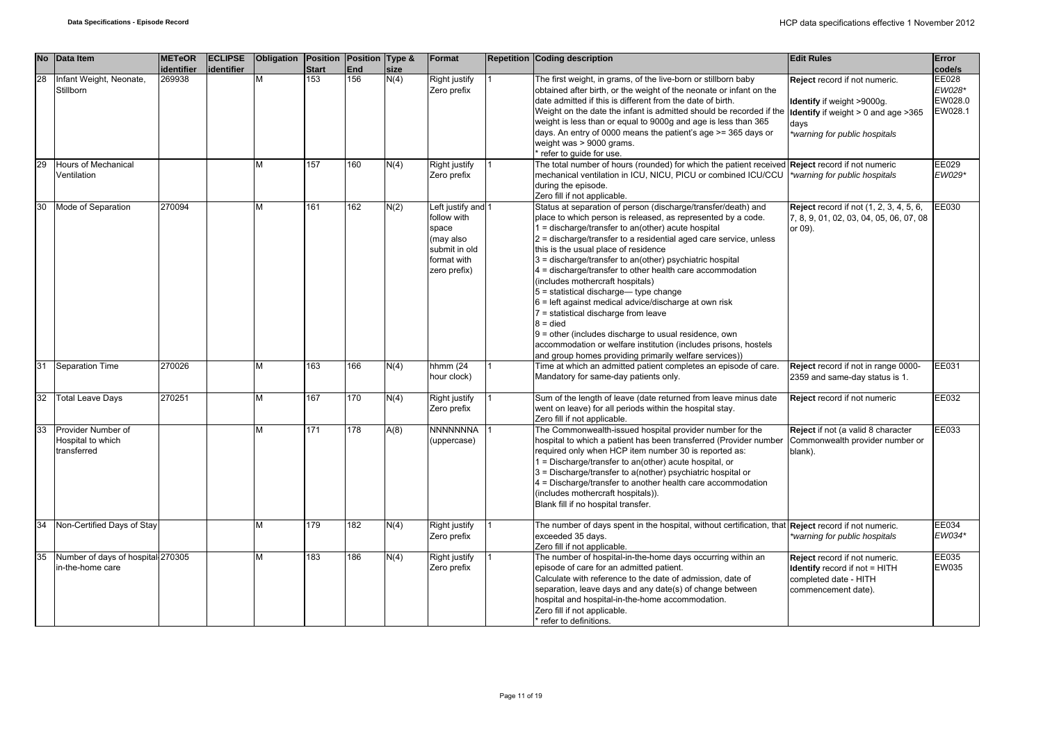| No | Data Item | METeOR identifier | ECLIPSE identifier | Obligation | Position Start | Position End | Type & size | Format | Repetition | Coding description | Edit Rules | Error code/s |
|---|---|---|---|---|---|---|---|---|---|---|---|---|
| 28 | Infant Weight, Neonate, Stillborn | 269938 | | M | 153 | 156 | N(4) | Right justify Zero prefix | 1 | The first weight, in grams, of the live-born or stillborn baby obtained after birth, or the weight of the neonate or infant on the date admitted if this is different from the date of birth.<br>Weight on the date the infant is admitted should be recorded if the weight is less than or equal to 9000g and age is less than 365 days. An entry of 0000 means the patient's age >= 365 days or weight was > 9000 grams.<br>* refer to guide for use. | **Reject** record if not numeric.<br><br>**Identify** if weight >9000g.<br>**Identify** if weight > 0 and age >365 days<br>*\*warning for public hospitals* | EE028<br>*EW028\**<br>EW028.0<br>EW028.1 |
| 29 | Hours of Mechanical Ventilation | | | M | 157 | 160 | N(4) | Right justify Zero prefix | 1 | The total number of hours (rounded) for which the patient received mechanical ventilation in ICU, NICU, PICU or combined ICU/CCU during the episode.<br>Zero fill if not applicable. | **Reject** record if not numeric<br>*\*warning for public hospitals* | EE029<br>*EW029\** |
| 30 | Mode of Separation | 270094 | | M | 161 | 162 | N(2) | Left justify and follow with space (may also submit in old format with zero prefix) | 1 | Status at separation of person (discharge/transfer/death) and place to which person is released, as represented by a code.<br>1 = discharge/transfer to an(other) acute hospital<br>2 = discharge/transfer to a residential aged care service, unless this is the usual place of residence<br>3 = discharge/transfer to an(other) psychiatric hospital<br>4 = discharge/transfer to other health care accommodation (includes mothercraft hospitals)<br>5 = statistical discharge— type change<br>6 = left against medical advice/discharge at own risk<br>7 = statistical discharge from leave<br>8 = died<br>9 = other (includes discharge to usual residence, own accommodation or welfare institution (includes prisons, hostels and group homes providing primarily welfare services)) | **Reject** record if not (1, 2, 3, 4, 5, 6, 7, 8, 9, 01, 02, 03, 04, 05, 06, 07, 08 or 09). | EE030 |
| 31 | Separation Time | 270026 | | M | 163 | 166 | N(4) | hhmm (24 hour clock) | 1 | Time at which an admitted patient completes an episode of care. Mandatory for same-day patients only. | **Reject** record if not in range 0000-2359 and same-day status is 1. | EE031 |
| 32 | Total Leave Days | 270251 | | M | 167 | 170 | N(4) | Right justify Zero prefix | 1 | Sum of the length of leave (date returned from leave minus date went on leave) for all periods within the hospital stay.<br>Zero fill if not applicable. | **Reject** record if not numeric | EE032 |
| 33 | Provider Number of Hospital to which transferred | | | M | 171 | 178 | A(8) | NNNNNNNA (uppercase) | 1 | The Commonwealth-issued hospital provider number for the hospital to which a patient has been transferred (Provider number required only when HCP item number 30 is reported as:<br>1 = Discharge/transfer to an(other) acute hospital, or<br>3 = Discharge/transfer to a(nother) psychiatric hospital or<br>4 = Discharge/transfer to another health care accommodation (includes mothercraft hospitals)).<br>Blank fill if no hospital transfer. | **Reject** if not (a valid 8 character Commonwealth provider number or blank). | EE033 |
| 34 | Non-Certified Days of Stay | | | M | 179 | 182 | N(4) | Right justify Zero prefix | 1 | The number of days spent in the hospital, without certification, that exceeded 35 days.<br>Zero fill if not applicable. | **Reject** record if not numeric.<br>*\*warning for public hospitals* | EE034<br>*EW034\** |
| 35 | Number of days of hospital in-the-home care | 270305 | | M | 183 | 186 | N(4) | Right justify Zero prefix | 1 | The number of hospital-in-the-home days occurring within an episode of care for an admitted patient.<br>Calculate with reference to the date of admission, date of separation, leave days and any date(s) of change between hospital and hospital-in-the-home accommodation.<br>Zero fill if not applicable.<br>* refer to definitions. | **Reject** record if not numeric.<br>**Identify** record if not = HITH completed date - HITH commencement date). | EE035<br>EW035 |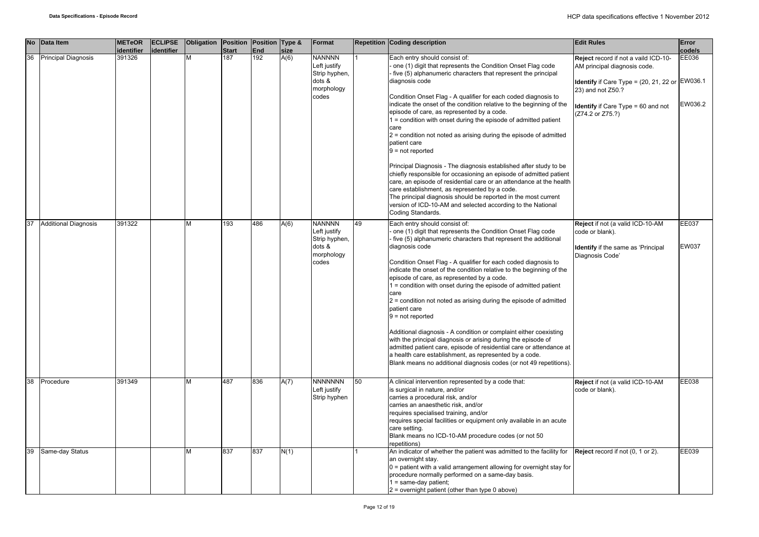| No | Data Item | METeOR identifier | ECLIPSE identifier | Obligation | Position Start | Position End | Type & size | Format | Repetition | Coding description | Edit Rules | Error code/s |
|---|---|---|---|---|---|---|---|---|---|---|---|---|
| 36 | Principal Diagnosis | 391326 | | M | 187 | 192 | A(6) | NANNNN Left justify Strip hyphen, dots & morphology codes | 1 | Each entry should consist of:<br>- one (1) digit that represents the Condition Onset Flag code<br>- five (5) alphanumeric characters that represent the principal diagnosis code<br><br>Condition Onset Flag - A qualifier for each coded diagnosis to indicate the onset of the condition relative to the beginning of the episode of care, as represented by a code.<br>1 = condition with onset during the episode of admitted patient care<br>2 = condition not noted as arising during the episode of admitted patient care<br>9 = not reported<br><br>Principal Diagnosis - The diagnosis established after study to be chiefly responsible for occasioning an episode of admitted patient care, an episode of residential care or an attendance at the health care establishment, as represented by a code.<br>The principal diagnosis should be reported in the most current version of ICD-10-AM and selected according to the National Coding Standards. | **Reject** record if not a vaild ICD-10-AM principal diagnosis code.<br><br>**Identify** if Care Type = (20, 21, 22 or 23) and not Z50.?<br><br>**Identify** if Care Type = 60 and not (Z74.2 or Z75.?) | EE036<br><br>EW036.1<br><br>EW036.2 |
| 37 | Additional Diagnosis | 391322 | | M | 193 | 486 | A(6) | NANNNN Left justify Strip hyphen, dots & morphology codes | 49 | Each entry should consist of:<br>- one (1) digit that represents the Condition Onset Flag code<br>- five (5) alphanumeric characters that represent the additional diagnosis code<br><br>Condition Onset Flag - A qualifier for each coded diagnosis to indicate the onset of the condition relative to the beginning of the episode of care, as represented by a code.<br>1 = condition with onset during the episode of admitted patient care<br>2 = condition not noted as arising during the episode of admitted patient care<br>9 = not reported<br><br>Additional diagnosis - A condition or complaint either coexisting with the principal diagnosis or arising during the episode of admitted patient care, episode of residential care or attendance at a health care establishment, as represented by a code.<br>Blank means no additional diagnosis codes (or not 49 repetitions). | **Reject** if not (a valid ICD-10-AM code or blank).<br><br>**Identify** if the same as 'Principal Diagnosis Code' | EE037<br><br>EW037 |
| 38 | Procedure | 391349 | | M | 487 | 836 | A(7) | NNNNNNN Left justify Strip hyphen | 50 | A clinical intervention represented by a code that:<br>is surgical in nature, and/or<br>carries a procedural risk, and/or<br>carries an anaesthetic risk, and/or<br>requires specialised training, and/or<br>requires special facilities or equipment only available in an acute care setting.<br>Blank means no ICD-10-AM procedure codes (or not 50 repetitions) | **Reject** if not (a valid ICD-10-AM code or blank). | EE038 |
| 39 | Same-day Status | | | M | 837 | 837 | N(1) | | 1 | An indicator of whether the patient was admitted to the facility for an overnight stay.<br>0 = patient with a valid arrangement allowing for overnight stay for procedure normally performed on a same-day basis.<br>1 = same-day patient;<br>2 = overnight patient (other than type 0 above) | **Reject** record if not (0, 1 or 2). | EE039 |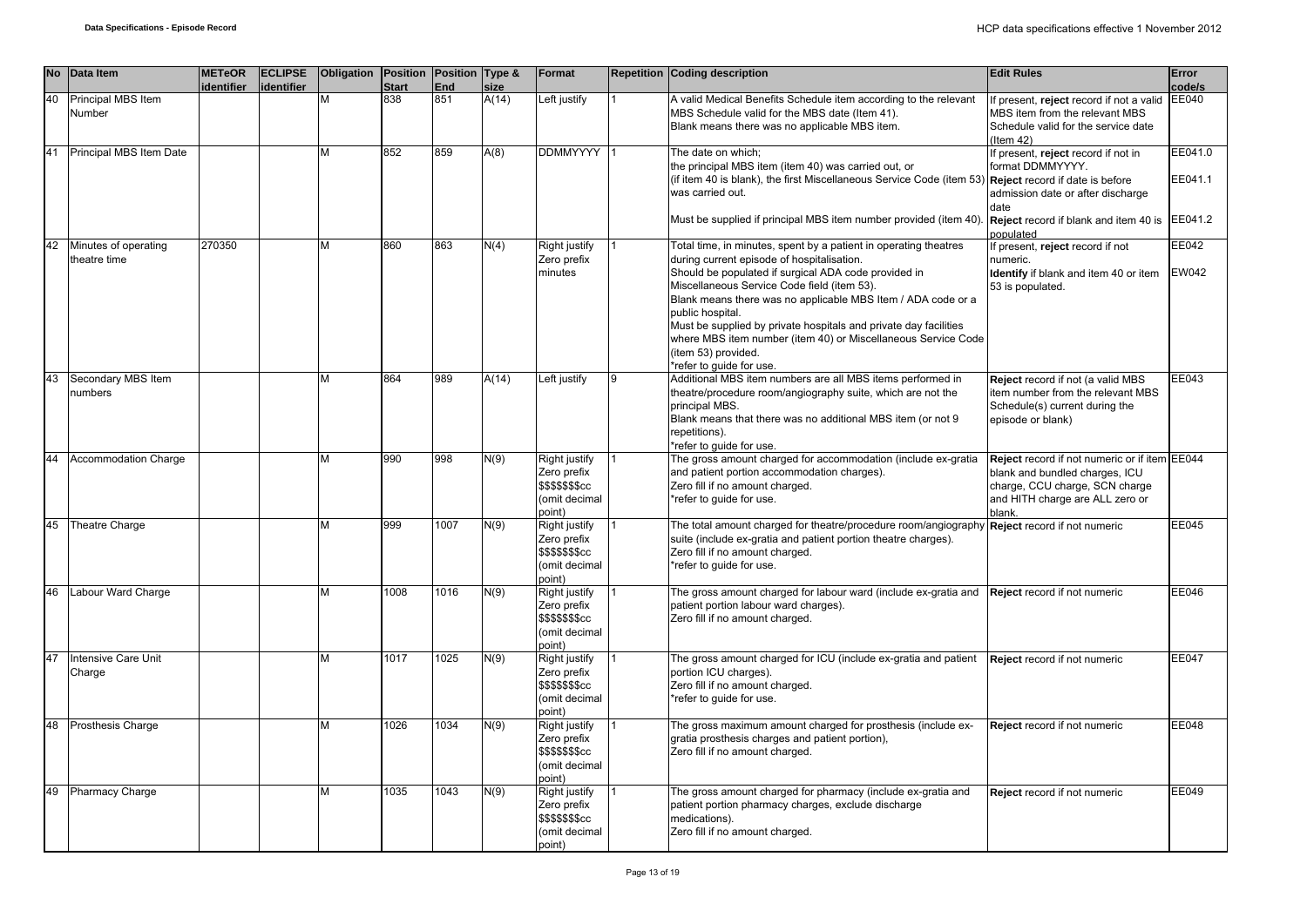| No | Data Item | METeOR identifier | ECLIPSE identifier | Obligation | Position Start | Position End | Type & size | Format | Repetition | Coding description | Edit Rules | Error code/s |
|---|---|---|---|---|---|---|---|---|---|---|---|---|
| 40 | Principal MBS Item Number | | | M | 838 | 851 | A(14) | Left justify | 1 | A valid Medical Benefits Schedule item according to the relevant MBS Schedule valid for the MBS date (Item 41).<br>Blank means there was no applicable MBS item. | If present, **reject** record if not a valid MBS item from the relevant MBS Schedule valid for the service date (Item 42) | EE040 |
| 41 | Principal MBS Item Date | | | M | 852 | 859 | A(8) | DDMMYYYY | 1 | The date on which;<br>the principal MBS item (item 40) was carried out, or<br>(if item 40 is blank), the first Miscellaneous Service Code (item 53) was carried out.<br><br>Must be supplied if principal MBS item number provided (item 40). | If present, **reject** record if not in format DDMMYYYY.<br>**Reject** record if date is before admission date or after discharge date<br>**Reject** record if blank and item 40 is populated | EE041.0<br>EE041.1<br>EE041.2 |
| 42 | Minutes of operating theatre time | 270350 | | M | 860 | 863 | N(4) | Right justify Zero prefix minutes | 1 | Total time, in minutes, spent by a patient in operating theatres during current episode of hospitalisation.<br>Should be populated if surgical ADA code provided in Miscellaneous Service Code field (item 53).<br>Blank means there was no applicable MBS Item / ADA code or a public hospital.<br>Must be supplied by private hospitals and private day facilities where MBS item number (item 40) or Miscellaneous Service Code (item 53) provided.<br>*refer to guide for use. | If present, **reject** record if not numeric.<br>**Identify** if blank and item 40 or item 53 is populated. | EE042<br>EW042 |
| 43 | Secondary MBS Item numbers | | | M | 864 | 989 | A(14) | Left justify | 9 | Additional MBS item numbers are all MBS items performed in theatre/procedure room/angiography suite, which are not the principal MBS.<br>Blank means that there was no additional MBS item (or not 9 repetitions).<br>*refer to guide for use. | **Reject** record if not (a valid MBS item number from the relevant MBS Schedule(s) current during the episode or blank) | EE043 |
| 44 | Accommodation Charge | | | M | 990 | 998 | N(9) | Right justify Zero prefix $$$$$$$cc (omit decimal point) | 1 | The gross amount charged for accommodation (include ex-gratia and patient portion accommodation charges).<br>Zero fill if no amount charged.<br>*refer to guide for use. | **Reject** record if not numeric or if item blank and bundled charges, ICU charge, CCU charge, SCN charge and HITH charge are ALL zero or blank. | EE044 |
| 45 | Theatre Charge | | | M | 999 | 1007 | N(9) | Right justify Zero prefix $$$$$$$cc (omit decimal point) | 1 | The total amount charged for theatre/procedure room/angiography suite (include ex-gratia and patient portion theatre charges).<br>Zero fill if no amount charged.<br>*refer to guide for use. | **Reject** record if not numeric | EE045 |
| 46 | Labour Ward Charge | | | M | 1008 | 1016 | N(9) | Right justify Zero prefix $$$$$$$cc (omit decimal point) | 1 | The gross amount charged for labour ward (include ex-gratia and patient portion labour ward charges).<br>Zero fill if no amount charged. | **Reject** record if not numeric | EE046 |
| 47 | Intensive Care Unit Charge | | | M | 1017 | 1025 | N(9) | Right justify Zero prefix $$$$$$$cc (omit decimal point) | 1 | The gross amount charged for ICU (include ex-gratia and patient portion ICU charges).<br>Zero fill if no amount charged.<br>*refer to guide for use. | **Reject** record if not numeric | EE047 |
| 48 | Prosthesis Charge | | | M | 1026 | 1034 | N(9) | Right justify Zero prefix $$$$$$$cc (omit decimal point) | 1 | The gross maximum amount charged for prosthesis (include ex-gratia prosthesis charges and patient portion),<br>Zero fill if no amount charged. | **Reject** record if not numeric | EE048 |
| 49 | Pharmacy Charge | | | M | 1035 | 1043 | N(9) | Right justify Zero prefix $$$$$$$cc (omit decimal point) | 1 | The gross amount charged for pharmacy (include ex-gratia and patient portion pharmacy charges, exclude discharge medications).<br>Zero fill if no amount charged. | **Reject** record if not numeric | EE049 |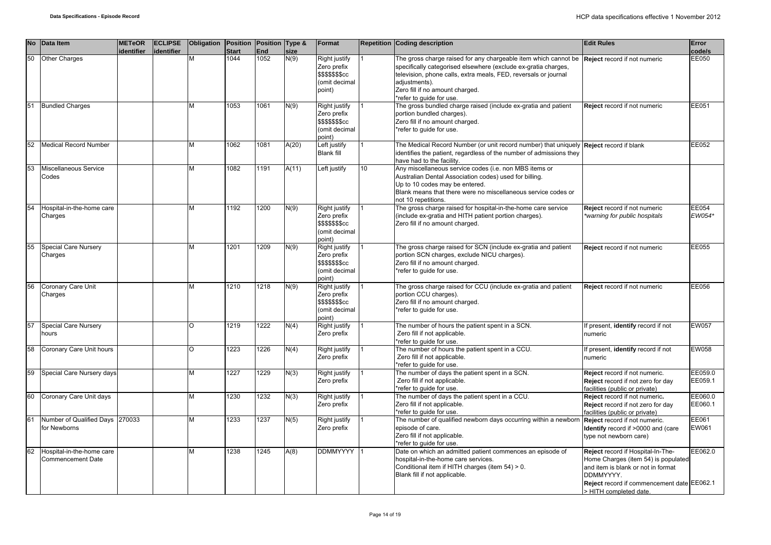| No | Data Item | METeOR identifier | ECLIPSE identifier | Obligation | Position Start | Position End | Type & size | Format | Repetition | Coding description | Edit Rules | Error code/s |
|---|---|---|---|---|---|---|---|---|---|---|---|---|
| 50 | Other Charges | | | M | 1044 | 1052 | N(9) | Right justify Zero prefix $$$$$$$cc (omit decimal point) | 1 | The gross charge raised for any chargeable item which cannot be specifically categorised elsewhere (exclude ex-gratia charges, television, phone calls, extra meals, FED, reversals or journal adjustments).<br>Zero fill if no amount charged.<br>*refer to guide for use. | **Reject** record if not numeric | EE050 |
| 51 | Bundled Charges | | | M | 1053 | 1061 | N(9) | Right justify Zero prefix $$$$$$$cc (omit decimal point) | 1 | The gross bundled charge raised (include ex-gratia and patient portion bundled charges).<br>Zero fill if no amount charged.<br>*refer to guide for use. | **Reject** record if not numeric | EE051 |
| 52 | Medical Record Number | | | M | 1062 | 1081 | A(20) | Left justify Blank fill | 1 | The Medical Record Number (or unit record number) that uniquely identifies the patient, regardless of the number of admissions they have had to the facility. | **Reject** record if blank | EE052 |
| 53 | Miscellaneous Service Codes | | | M | 1082 | 1191 | A(11) | Left justify | 10 | Any miscellaneous service codes (i.e. non MBS items or Australian Dental Association codes) used for billing.<br>Up to 10 codes may be entered.<br>Blank means that there were no miscellaneous service codes or not 10 repetitions. | | |
| 54 | Hospital-in-the-home care Charges | | | M | 1192 | 1200 | N(9) | Right justify Zero prefix $$$$$$$cc (omit decimal point) | 1 | The gross charge raised for hospital-in-the-home care service (include ex-gratia and HITH patient portion charges).<br>Zero fill if no amount charged. | **Reject** record if not numeric<br>*\*warning for public hospitals* | EE054<br>*EW054\** |
| 55 | Special Care Nursery Charges | | | M | 1201 | 1209 | N(9) | Right justify Zero prefix $$$$$$$cc (omit decimal point) | 1 | The gross charge raised for SCN (include ex-gratia and patient portion SCN charges, exclude NICU charges).<br>Zero fill if no amount charged.<br>*refer to guide for use. | **Reject** record if not numeric | EE055 |
| 56 | Coronary Care Unit Charges | | | M | 1210 | 1218 | N(9) | Right justify Zero prefix $$$$$$$cc (omit decimal point) | 1 | The gross charge raised for CCU (include ex-gratia and patient portion CCU charges).<br>Zero fill if no amount charged.<br>*refer to guide for use. | **Reject** record if not numeric | EE056 |
| 57 | Special Care Nursery hours | | | O | 1219 | 1222 | N(4) | Right justify Zero prefix | 1 | The number of hours the patient spent in a SCN.<br>Zero fill if not applicable.<br>*refer to guide for use. | If present, **identify** record if not numeric | EW057 |
| 58 | Coronary Care Unit hours | | | O | 1223 | 1226 | N(4) | Right justify Zero prefix | 1 | The number of hours the patient spent in a CCU.<br>Zero fill if not applicable.<br>*refer to guide for use. | If present, **identify** record if not numeric | EW058 |
| 59 | Special Care Nursery days | | | M | 1227 | 1229 | N(3) | Right justify Zero prefix | 1 | The number of days the patient spent in a SCN.<br>Zero fill if not applicable.<br>*refer to guide for use. | **Reject** record if not numeric.<br>**Reject** record if not zero for day facilities (public or private) | EE059.0<br>EE059.1 |
| 60 | Coronary Care Unit days | | | M | 1230 | 1232 | N(3) | Right justify Zero prefix | 1 | The number of days the patient spent in a CCU.<br>Zero fill if not applicable.<br>*refer to guide for use. | **Reject** record if not numeric**.**<br>**Reject** record if not zero for day facilities (public or private) | EE060.0<br>EE060.1 |
| 61 | Number of Qualified Days for Newborns | 270033 | | M | 1233 | 1237 | N(5) | Right justify Zero prefix | 1 | The number of qualified newborn days occurring within a newborn episode of care.<br>Zero fill if not applicable.<br>*refer to guide for use. | **Reject** record if not numeric.<br>**Identify** record if >0000 and (care type not newborn care) | EE061<br>EW061 |
| 62 | Hospital-in-the-home care Commencement Date | | | M | 1238 | 1245 | A(8) | DDMMYYYY | 1 | Date on which an admitted patient commences an episode of hospital-in-the-home care services.<br>Conditional item if HITH charges (item 54) > 0.<br>Blank fill if not applicable. | **Reject** record if Hospital-In-The-Home Charges (item 54) is populated and item is blank or not in format DDMMYYYY.<br>**Reject** record if commencement date > HITH completed date. | EE062.0<br>EE062.1 |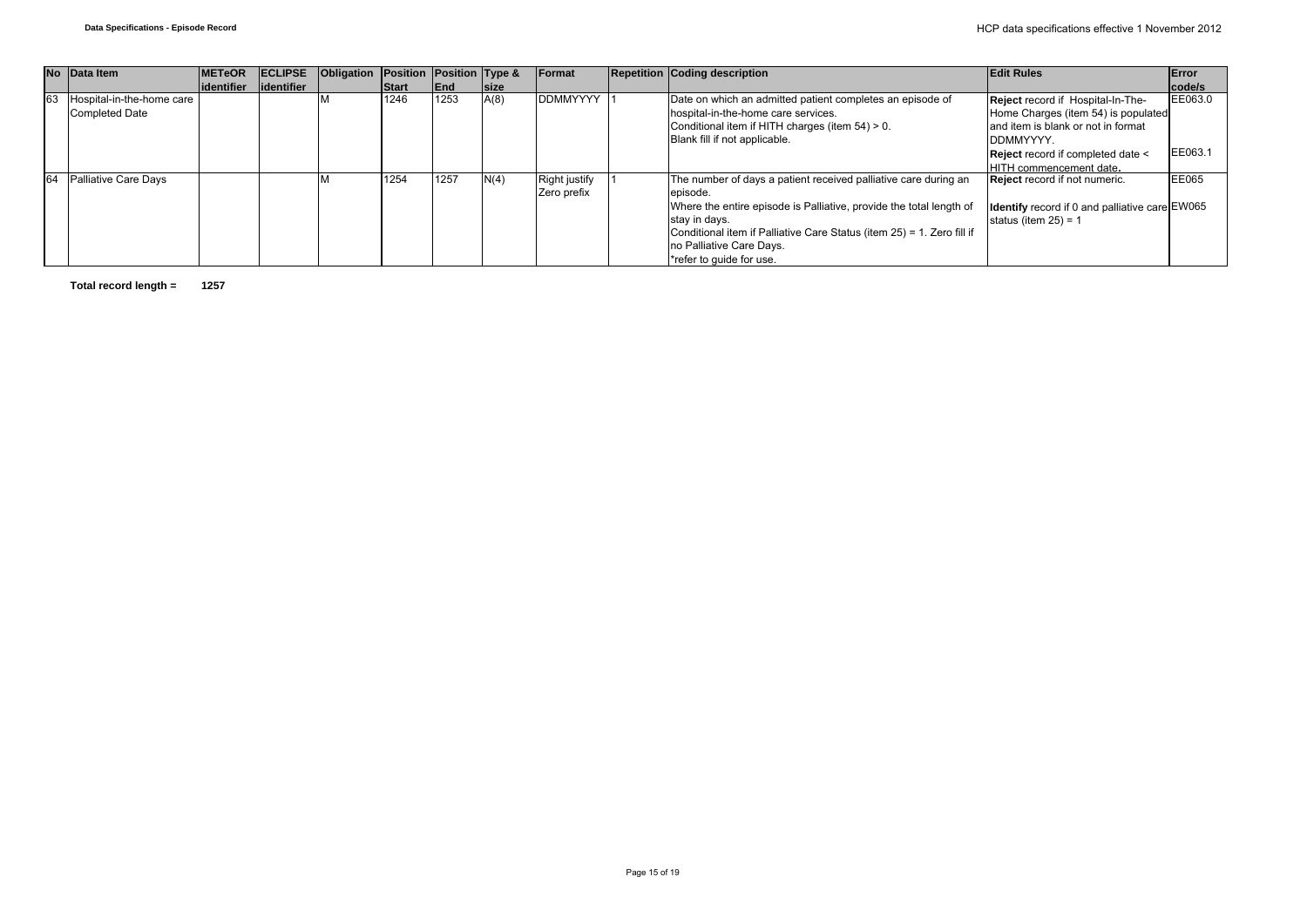| No | Data Item | METeOR identifier | ECLIPSE identifier | Obligation | Position Start | Position End | Type & size | Format | Repetition | Coding description | Edit Rules | Error code/s |
|---|---|---|---|---|---|---|---|---|---|---|---|---|
| 63 | Hospital-in-the-home care Completed Date | | | M | 1246 | 1253 | A(8) | DDMMYYYY | 1 | Date on which an admitted patient completes an episode of hospital-in-the-home care services.<br>Conditional item if HITH charges (item 54) > 0.<br>Blank fill if not applicable. | **Reject** record if Hospital-In-The-Home Charges (item 54) is populated and item is blank or not in format DDMMYYYY.<br>**Reject** record if completed date < HITH commencement date. | EE063.0<br><br>EE063.1 |
| 64 | Palliative Care Days | | | M | 1254 | 1257 | N(4) | Right justify Zero prefix | 1 | The number of days a patient received palliative care during an episode.<br>Where the entire episode is Palliative, provide the total length of stay in days.<br>Conditional item if Palliative Care Status (item 25) = 1. Zero fill if no Palliative Care Days.<br>*refer to guide for use. | **Reject** record if not numeric.<br><br>**Identify** record if 0 and palliative care status (item 25) = 1 | EE065<br><br>EW065 |

**Total record length = 1257**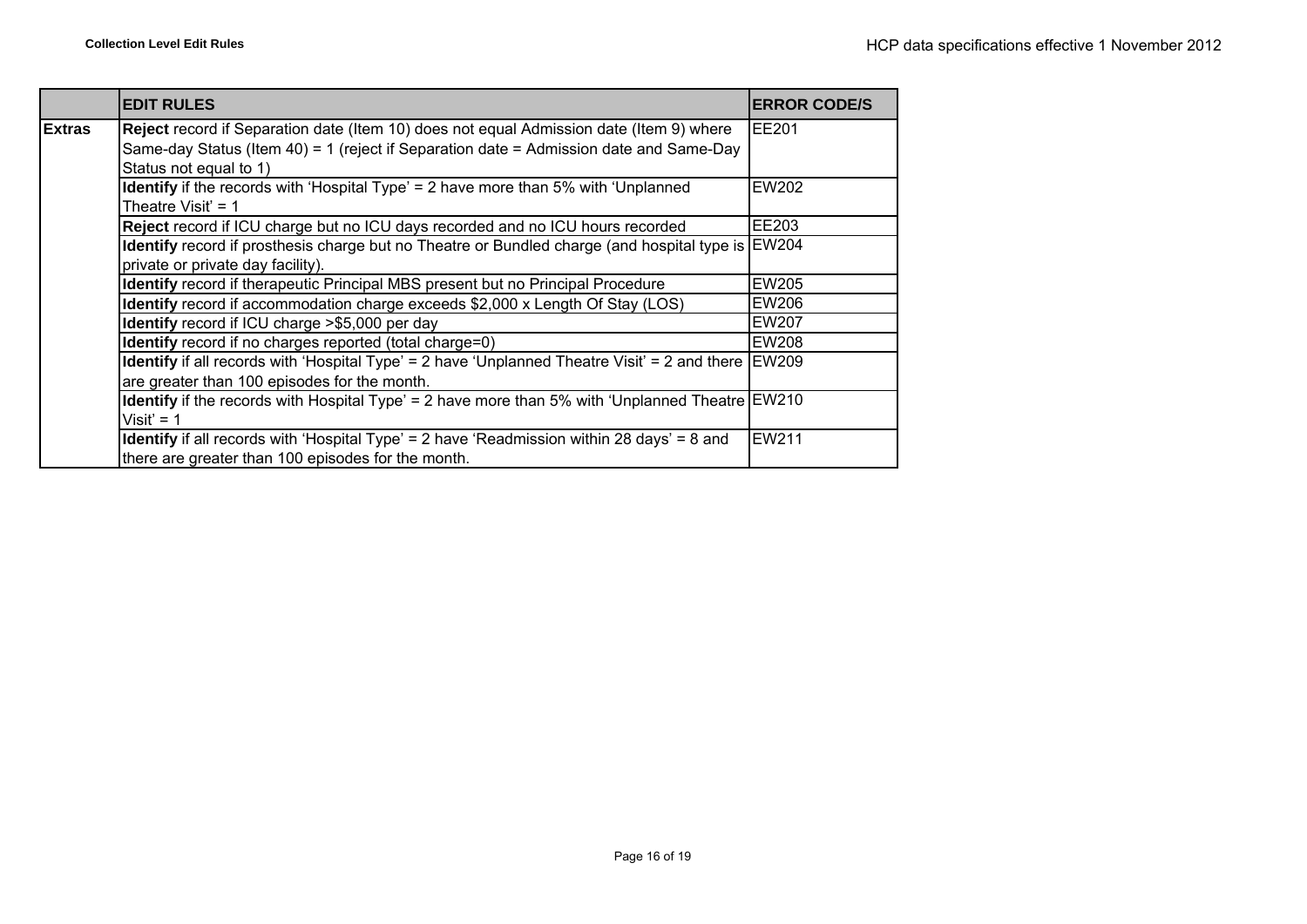| | EDIT RULES | ERROR CODE/S |
|---|---|---|
| Extras | **Reject** record if Separation date (Item 10) does not equal Admission date (Item 9) where Same-day Status (Item 40) = 1 (reject if Separation date = Admission date and Same-Day Status not equal to 1) | EE201 |
| | **Identify** if the records with 'Hospital Type' = 2 have more than 5% with 'Unplanned Theatre Visit' = 1 | EW202 |
| | **Reject** record if ICU charge but no ICU days recorded and no ICU hours recorded | EE203 |
| | **Identify** record if prosthesis charge but no Theatre or Bundled charge (and hospital type is private or private day facility). | EW204 |
| | **Identify** record if therapeutic Principal MBS present but no Principal Procedure | EW205 |
| | **Identify** record if accommodation charge exceeds $2,000 x Length Of Stay (LOS) | EW206 |
| | **Identify** record if ICU charge >$5,000 per day | EW207 |
| | **Identify** record if no charges reported (total charge=0) | EW208 |
| | **Identify** if all records with 'Hospital Type' = 2 have 'Unplanned Theatre Visit' = 2 and there are greater than 100 episodes for the month. | EW209 |
| | **Identify** if the records with Hospital Type' = 2 have more than 5% with 'Unplanned Theatre Visit' = 1 | EW210 |
| | **Identify** if all records with 'Hospital Type' = 2 have 'Readmission within 28 days' = 8 and there are greater than 100 episodes for the month. | EW211 |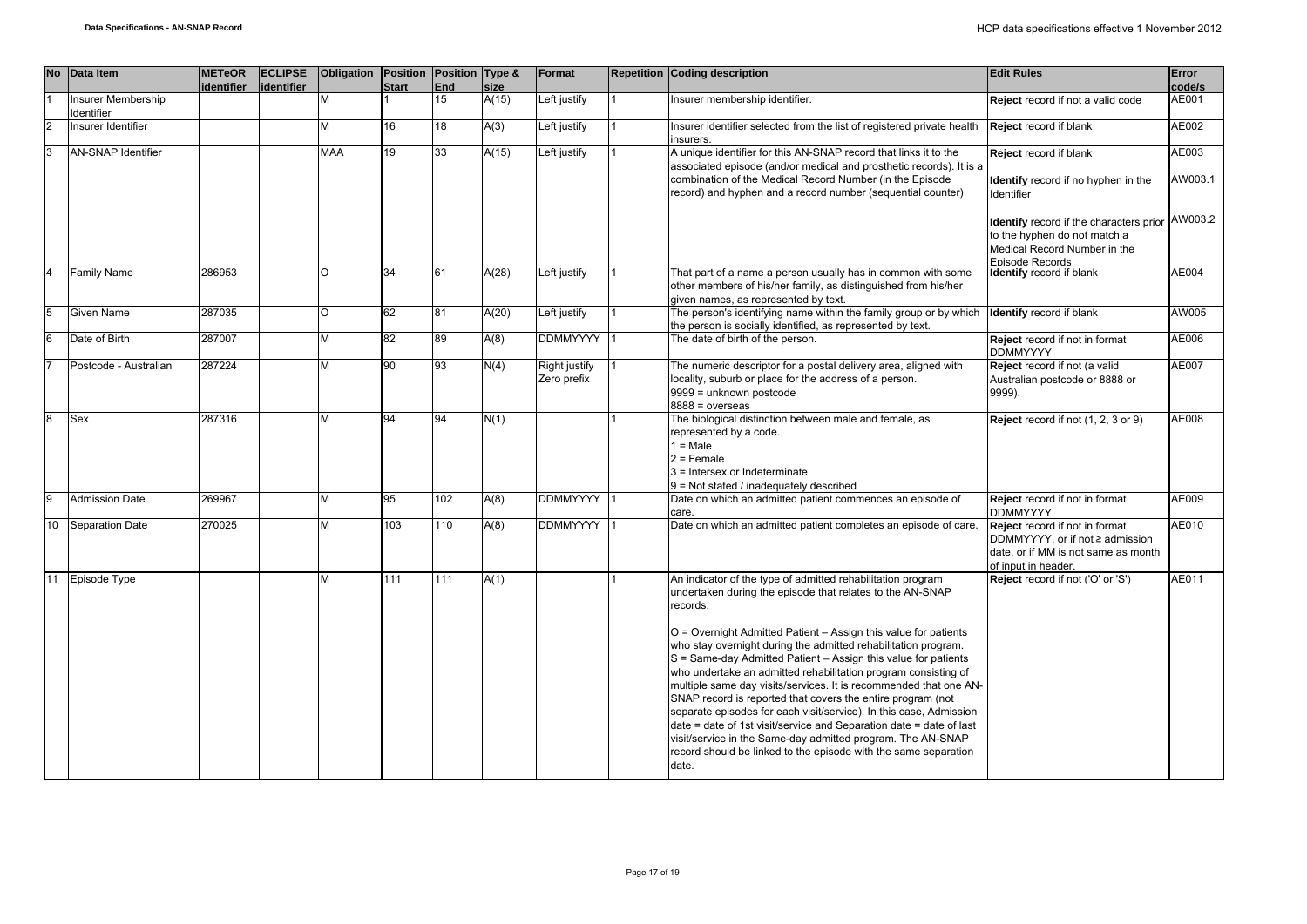| No | Data Item | METeOR identifier | ECLIPSE identifier | Obligation | Position Start | Position End | Type & size | Format | Repetition | Coding description | Edit Rules | Error code/s |
|---|---|---|---|---|---|---|---|---|---|---|---|---|
| 1 | Insurer Membership Identifier | | | M | 1 | 15 | A(15) | Left justify | 1 | Insurer membership identifier. | **Reject** record if not a valid code | AE001 |
| 2 | Insurer Identifier | | | M | 16 | 18 | A(3) | Left justify | 1 | Insurer identifier selected from the list of registered private health insurers. | **Reject** record if blank | AE002 |
| 3 | AN-SNAP Identifier | | | MAA | 19 | 33 | A(15) | Left justify | 1 | A unique identifier for this AN-SNAP record that links it to the associated episode (and/or medical and prosthetic records). It is a combination of the Medical Record Number (in the Episode record) and hyphen and a record number (sequential counter) | **Reject** record if blank<br><br>**Identify** record if no hyphen in the Identifier<br><br>**Identify** record if the characters prior to the hyphen do not match a Medical Record Number in the Episode Records | AE003<br><br>AW003.1<br><br>AW003.2 |
| 4 | Family Name | 286953 | | O | 34 | 61 | A(28) | Left justify | 1 | That part of a name a person usually has in common with some other members of his/her family, as distinguished from his/her given names, as represented by text. | **Identify** record if blank | AE004 |
| 5 | Given Name | 287035 | | O | 62 | 81 | A(20) | Left justify | 1 | The person's identifying name within the family group or by which the person is socially identified, as represented by text. | **Identify** record if blank | AW005 |
| 6 | Date of Birth | 287007 | | M | 82 | 89 | A(8) | DDMMYYYY | 1 | The date of birth of the person. | **Reject** record if not in format DDMMYYYY | AE006 |
| 7 | Postcode - Australian | 287224 | | M | 90 | 93 | N(4) | Right justify Zero prefix | 1 | The numeric descriptor for a postal delivery area, aligned with locality, suburb or place for the address of a person.<br>9999 = unknown postcode<br>8888 = overseas | **Reject** record if not (a valid Australian postcode or 8888 or 9999). | AE007 |
| 8 | Sex | 287316 | | M | 94 | 94 | N(1) | | 1 | The biological distinction between male and female, as represented by a code.<br>1 = Male<br>2 = Female<br>3 = Intersex or Indeterminate<br>9 = Not stated / inadequately described | **Reject** record if not (1, 2, 3 or 9) | AE008 |
| 9 | Admission Date | 269967 | | M | 95 | 102 | A(8) | DDMMYYYY | 1 | Date on which an admitted patient commences an episode of care. | **Reject** record if not in format DDMMYYYY | AE009 |
| 10 | Separation Date | 270025 | | M | 103 | 110 | A(8) | DDMMYYYY | 1 | Date on which an admitted patient completes an episode of care. | **Reject** record if not in format DDMMYYYY, or if not ≥ admission date, or if MM is not same as month of input in header. | AE010 |
| 11 | Episode Type | | | M | 111 | 111 | A(1) | | 1 | An indicator of the type of admitted rehabilitation program undertaken during the episode that relates to the AN-SNAP records.<br><br>O = Overnight Admitted Patient – Assign this value for patients who stay overnight during the admitted rehabilitation program.<br>S = Same-day Admitted Patient – Assign this value for patients who undertake an admitted rehabilitation program consisting of multiple same day visits/services. It is recommended that one AN-SNAP record is reported that covers the entire program (not separate episodes for each visit/service). In this case, Admission date = date of 1st visit/service and Separation date = date of last visit/service in the Same-day admitted program. The AN-SNAP record should be linked to the episode with the same separation date. | **Reject** record if not ('O' or 'S') | AE011 |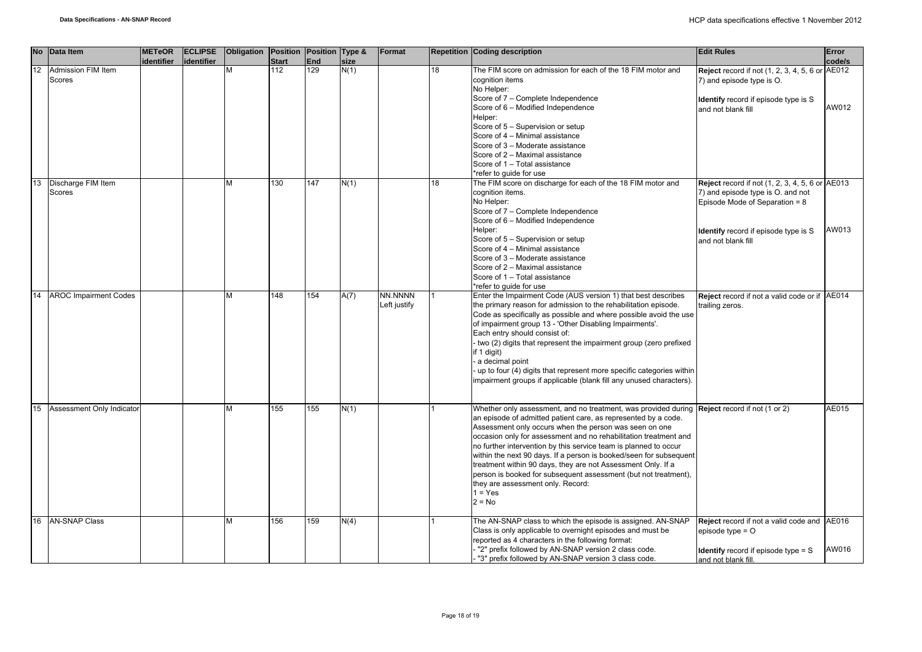| No | Data Item | METeOR identifier | ECLIPSE identifier | Obligation | Position Start | Position End | Type & size | Format | Repetition | Coding description | Edit Rules | Error code/s |
|---|---|---|---|---|---|---|---|---|---|---|---|---|
| 12 | Admission FIM Item Scores | | | M | 112 | 129 | N(1) | | 18 | The FIM score on admission for each of the 18 FIM motor and cognition items<br>No Helper:<br>Score of 7 – Complete Independence<br>Score of 6 – Modified Independence<br>Helper:<br>Score of 5 – Supervision or setup<br>Score of 4 – Minimal assistance<br>Score of 3 – Moderate assistance<br>Score of 2 – Maximal assistance<br>Score of 1 – Total assistance<br>*refer to guide for use | **Reject** record if not (1, 2, 3, 4, 5, 6 or 7) and episode type is O.<br><br>**Identify** record if episode type is S and not blank fill | AE012<br><br>AW012 |
| 13 | Discharge FIM Item Scores | | | M | 130 | 147 | N(1) | | 18 | The FIM score on discharge for each of the 18 FIM motor and cognition items.<br>No Helper:<br>Score of 7 – Complete Independence<br>Score of 6 – Modified Independence<br>Helper:<br>Score of 5 – Supervision or setup<br>Score of 4 – Minimal assistance<br>Score of 3 – Moderate assistance<br>Score of 2 – Maximal assistance<br>Score of 1 – Total assistance<br>*refer to guide for use | **Reject** record if not (1, 2, 3, 4, 5, 6 or 7) and episode type is O. and not Episode Mode of Separation = 8<br><br>**Identify** record if episode type is S and not blank fill | AE013<br><br>AW013 |
| 14 | AROC Impairment Codes | | | M | 148 | 154 | A(7) | NN.NNNN Left justify | 1 | Enter the Impairment Code (AUS version 1) that best describes the primary reason for admission to the rehabilitation episode. Code as specifically as possible and where possible avoid the use of impairment group 13 - 'Other Disabling Impairments'.<br>Each entry should consist of:<br>- two (2) digits that represent the impairment group (zero prefixed if 1 digit)<br>- a decimal point<br>- up to four (4) digits that represent more specific categories within impairment groups if applicable (blank fill any unused characters). | **Reject** record if not a valid code or if trailing zeros. | AE014 |
| 15 | Assessment Only Indicator | | | M | 155 | 155 | N(1) | | 1 | Whether only assessment, and no treatment, was provided during an episode of admitted patient care, as represented by a code. Assessment only occurs when the person was seen on one occasion only for assessment and no rehabilitation treatment and no further intervention by this service team is planned to occur within the next 90 days. If a person is booked/seen for subsequent treatment within 90 days, they are not Assessment Only. If a person is booked for subsequent assessment (but not treatment), they are assessment only. Record:<br>1 = Yes<br>2 = No | **Reject** record if not (1 or 2) | AE015 |
| 16 | AN-SNAP Class | | | M | 156 | 159 | N(4) | | 1 | The AN-SNAP class to which the episode is assigned. AN-SNAP Class is only applicable to overnight episodes and must be reported as 4 characters in the following format:<br>- "2" prefix followed by AN-SNAP version 2 class code.<br>- "3" prefix followed by AN-SNAP version 3 class code. | **Reject** record if not a valid code and episode type = O<br><br>**Identify** record if episode type = S and not blank fill. | AE016<br><br>AW016 |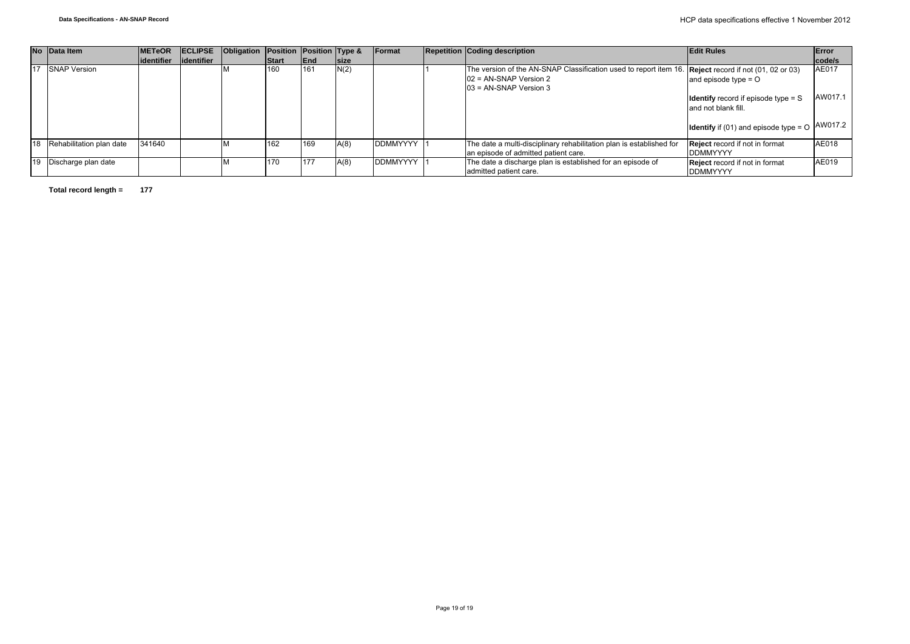| No | Data Item | METeOR identifier | ECLIPSE identifier | Obligation | Position Start | Position End | Type & size | Format | Repetition | Coding description | Edit Rules | Error code/s |
|---|---|---|---|---|---|---|---|---|---|---|---|---|
| 17 | SNAP Version | | | M | 160 | 161 | N(2) | | 1 | The version of the AN-SNAP Classification used to report item 16.<br>02 = AN-SNAP Version 2<br>03 = AN-SNAP Version 3 | **Reject** record if not (01, 02 or 03) and episode type = O<br><br>**Identify** record if episode type = S and not blank fill.<br><br>**Identify** if (01) and episode type = O | AE017<br><br>AW017.1<br><br>AW017.2 |
| 18 | Rehabilitation plan date | 341640 | | M | 162 | 169 | A(8) | DDMMYYYY | 1 | The date a multi-disciplinary rehabilitation plan is established for an episode of admitted patient care. | **Reject** record if not in format DDMMYYYY | AE018 |
| 19 | Discharge plan date | | | M | 170 | 177 | A(8) | DDMMYYYY | 1 | The date a discharge plan is established for an episode of admitted patient care. | **Reject** record if not in format DDMMYYYY | AE019 |

**Total record length = 177**